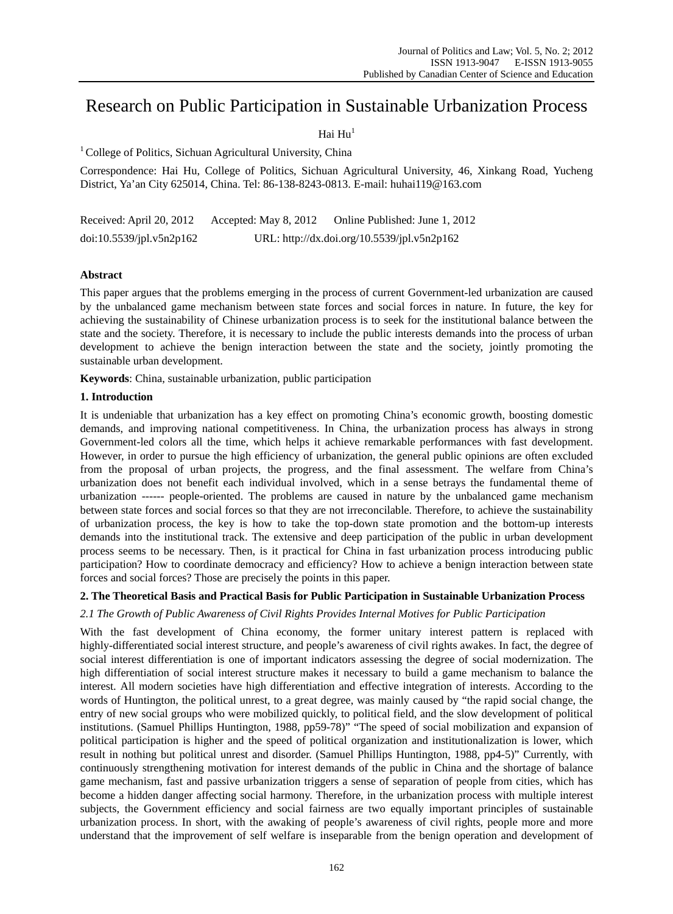# Research on Public Participation in Sustainable Urbanization Process

Hai Hu[1]

[1] College of Politics, Sichuan Agricultural University, China

Correspondence: Hai Hu, College of Politics, Sichuan Agricultural University, 46, Xinkang Road, Yucheng District, Ya'an City 625014, China. Tel: 86-138-8243-0813. E-mail: huhai119@163.com

Received: April 20, 2012 Accepted: May 8, 2012 Online Published: June 1, 2012

doi:10.5539/jpl.v5n2p162 URL: http://dx.doi.org/10.5539/jpl.v5n2p162

**Abstract**

This paper argues that the problems emerging in the process of current Government-led urbanization are caused by the unbalanced game mechanism between state forces and social forces in nature. In future, the key for achieving the sustainability of Chinese urbanization process is to seek for the institutional balance between the state and the society. Therefore, it is necessary to include the public interests demands into the process of urban development to achieve the benign interaction between the state and the society, jointly promoting the sustainable urban development.

**Keywords**: China, sustainable urbanization, public participation

## 1. Introduction

It is undeniable that urbanization has a key effect on promoting China's economic growth, boosting domestic demands, and improving national competitiveness. In China, the urbanization process has always in strong Government-led colors all the time, which helps it achieve remarkable performances with fast development. However, in order to pursue the high efficiency of urbanization, the general public opinions are often excluded from the proposal of urban projects, the progress, and the final assessment. The welfare from China's urbanization does not benefit each individual involved, which in a sense betrays the fundamental theme of urbanization ------ people-oriented. The problems are caused in nature by the unbalanced game mechanism between state forces and social forces so that they are not irreconcilable. Therefore, to achieve the sustainability of urbanization process, the key is how to take the top-down state promotion and the bottom-up interests demands into the institutional track. The extensive and deep participation of the public in urban development process seems to be necessary. Then, is it practical for China in fast urbanization process introducing public participation? How to coordinate democracy and efficiency? How to achieve a benign interaction between state forces and social forces? Those are precisely the points in this paper.

## 2. The Theoretical Basis and Practical Basis for Public Participation in Sustainable Urbanization Process

### *2.1 The Growth of Public Awareness of Civil Rights Provides Internal Motives for Public Participation*

With the fast development of China economy, the former unitary interest pattern is replaced with highly-differentiated social interest structure, and people's awareness of civil rights awakes. In fact, the degree of social interest differentiation is one of important indicators assessing the degree of social modernization. The high differentiation of social interest structure makes it necessary to build a game mechanism to balance the interest. All modern societies have high differentiation and effective integration of interests. According to the words of Huntington, the political unrest, to a great degree, was mainly caused by "the rapid social change, the entry of new social groups who were mobilized quickly, to political field, and the slow development of political institutions. (Samuel Phillips Huntington, 1988, pp59-78)" "The speed of social mobilization and expansion of political participation is higher and the speed of political organization and institutionalization is lower, which result in nothing but political unrest and disorder. (Samuel Phillips Huntington, 1988, pp4-5)" Currently, with continuously strengthening motivation for interest demands of the public in China and the shortage of balance game mechanism, fast and passive urbanization triggers a sense of separation of people from cities, which has become a hidden danger affecting social harmony. Therefore, in the urbanization process with multiple interest subjects, the Government efficiency and social fairness are two equally important principles of sustainable urbanization process. In short, with the awaking of people's awareness of civil rights, people more and more understand that the improvement of self welfare is inseparable from the benign operation and development of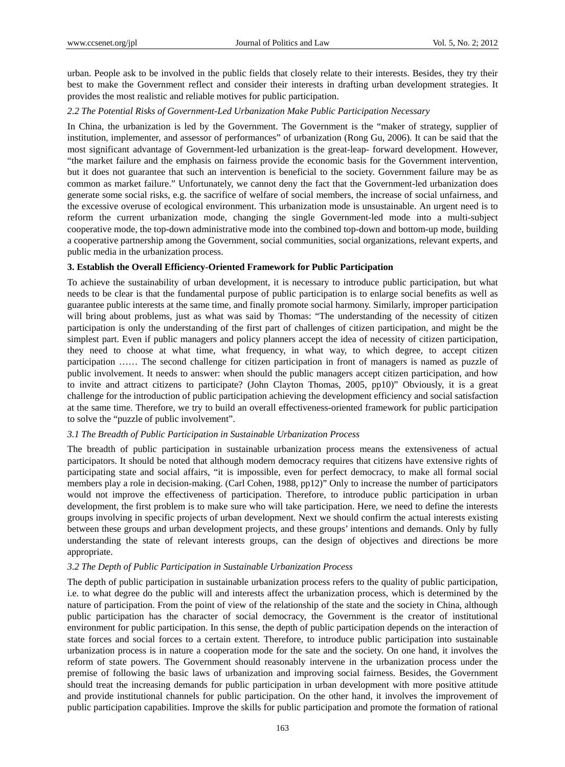urban. People ask to be involved in the public fields that closely relate to their interests. Besides, they try their best to make the Government reflect and consider their interests in drafting urban development strategies. It provides the most realistic and reliable motives for public participation.

### *2.2 The Potential Risks of Government-Led Urbanization Make Public Participation Necessary*

In China, the urbanization is led by the Government. The Government is the "maker of strategy, supplier of institution, implementer, and assessor of performances" of urbanization (Rong Gu, 2006). It can be said that the most significant advantage of Government-led urbanization is the great-leap- forward development. However, "the market failure and the emphasis on fairness provide the economic basis for the Government intervention, but it does not guarantee that such an intervention is beneficial to the society. Government failure may be as common as market failure." Unfortunately, we cannot deny the fact that the Government-led urbanization does generate some social risks, e.g. the sacrifice of welfare of social members, the increase of social unfairness, and the excessive overuse of ecological environment. This urbanization mode is unsustainable. An urgent need is to reform the current urbanization mode, changing the single Government-led mode into a multi-subject cooperative mode, the top-down administrative mode into the combined top-down and bottom-up mode, building a cooperative partnership among the Government, social communities, social organizations, relevant experts, and public media in the urbanization process.

## 3. Establish the Overall Efficiency-Oriented Framework for Public Participation

To achieve the sustainability of urban development, it is necessary to introduce public participation, but what needs to be clear is that the fundamental purpose of public participation is to enlarge social benefits as well as guarantee public interests at the same time, and finally promote social harmony. Similarly, improper participation will bring about problems, just as what was said by Thomas: "The understanding of the necessity of citizen participation is only the understanding of the first part of challenges of citizen participation, and might be the simplest part. Even if public managers and policy planners accept the idea of necessity of citizen participation, they need to choose at what time, what frequency, in what way, to which degree, to accept citizen participation …… The second challenge for citizen participation in front of managers is named as puzzle of public involvement. It needs to answer: when should the public managers accept citizen participation, and how to invite and attract citizens to participate? (John Clayton Thomas, 2005, pp10)" Obviously, it is a great challenge for the introduction of public participation achieving the development efficiency and social satisfaction at the same time. Therefore, we try to build an overall effectiveness-oriented framework for public participation to solve the "puzzle of public involvement".

### *3.1 The Breadth of Public Participation in Sustainable Urbanization Process*

The breadth of public participation in sustainable urbanization process means the extensiveness of actual participators. It should be noted that although modern democracy requires that citizens have extensive rights of participating state and social affairs, "it is impossible, even for perfect democracy, to make all formal social members play a role in decision-making. (Carl Cohen, 1988, pp12)" Only to increase the number of participators would not improve the effectiveness of participation. Therefore, to introduce public participation in urban development, the first problem is to make sure who will take participation. Here, we need to define the interests groups involving in specific projects of urban development. Next we should confirm the actual interests existing between these groups and urban development projects, and these groups' intentions and demands. Only by fully understanding the state of relevant interests groups, can the design of objectives and directions be more appropriate.

### *3.2 The Depth of Public Participation in Sustainable Urbanization Process*

The depth of public participation in sustainable urbanization process refers to the quality of public participation, i.e. to what degree do the public will and interests affect the urbanization process, which is determined by the nature of participation. From the point of view of the relationship of the state and the society in China, although public participation has the character of social democracy, the Government is the creator of institutional environment for public participation. In this sense, the depth of public participation depends on the interaction of state forces and social forces to a certain extent. Therefore, to introduce public participation into sustainable urbanization process is in nature a cooperation mode for the sate and the society. On one hand, it involves the reform of state powers. The Government should reasonably intervene in the urbanization process under the premise of following the basic laws of urbanization and improving social fairness. Besides, the Government should treat the increasing demands for public participation in urban development with more positive attitude and provide institutional channels for public participation. On the other hand, it involves the improvement of public participation capabilities. Improve the skills for public participation and promote the formation of rational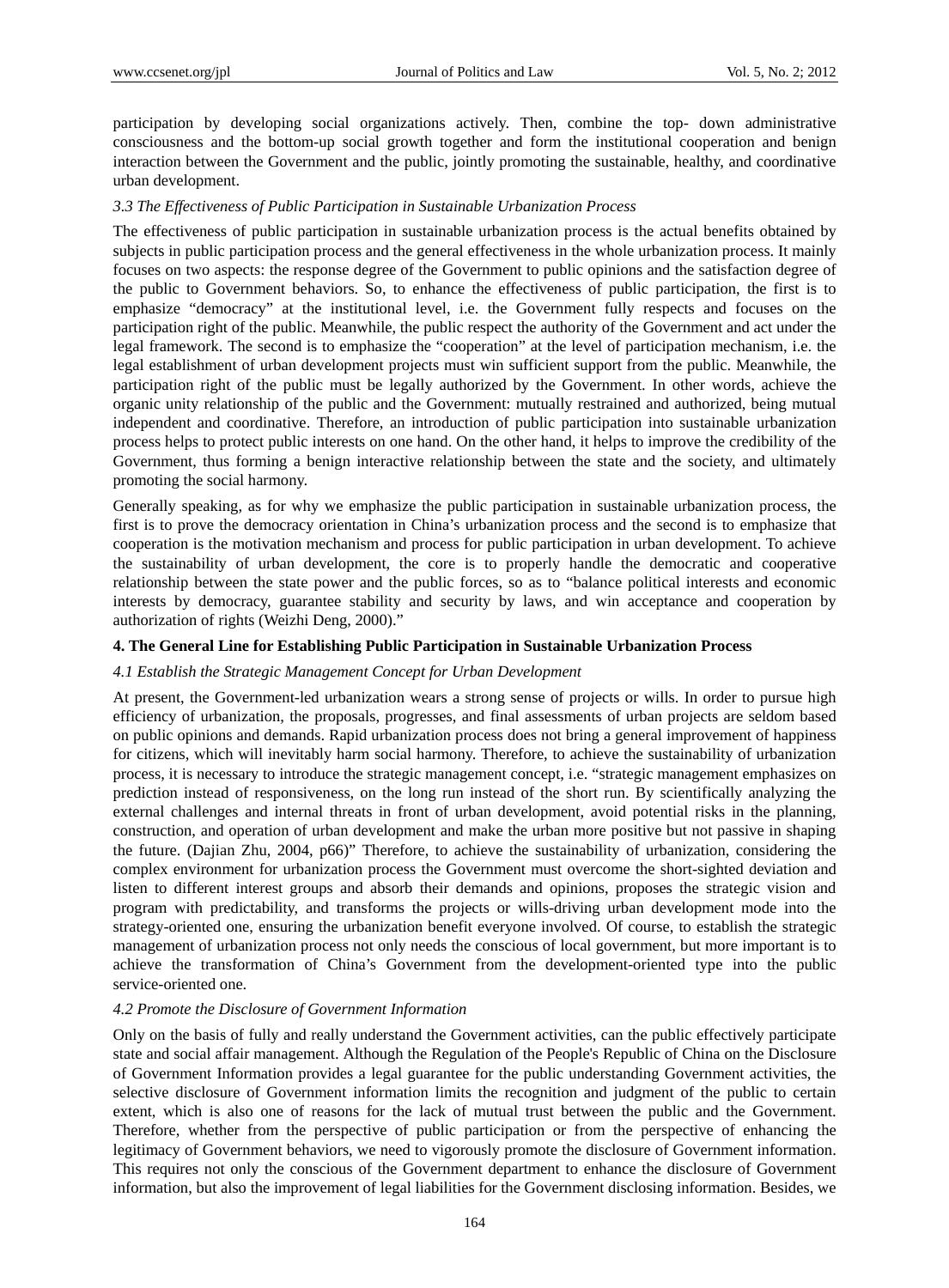participation by developing social organizations actively. Then, combine the top- down administrative consciousness and the bottom-up social growth together and form the institutional cooperation and benign interaction between the Government and the public, jointly promoting the sustainable, healthy, and coordinative urban development.

### *3.3 The Effectiveness of Public Participation in Sustainable Urbanization Process*

The effectiveness of public participation in sustainable urbanization process is the actual benefits obtained by subjects in public participation process and the general effectiveness in the whole urbanization process. It mainly focuses on two aspects: the response degree of the Government to public opinions and the satisfaction degree of the public to Government behaviors. So, to enhance the effectiveness of public participation, the first is to emphasize "democracy" at the institutional level, i.e. the Government fully respects and focuses on the participation right of the public. Meanwhile, the public respect the authority of the Government and act under the legal framework. The second is to emphasize the "cooperation" at the level of participation mechanism, i.e. the legal establishment of urban development projects must win sufficient support from the public. Meanwhile, the participation right of the public must be legally authorized by the Government. In other words, achieve the organic unity relationship of the public and the Government: mutually restrained and authorized, being mutual independent and coordinative. Therefore, an introduction of public participation into sustainable urbanization process helps to protect public interests on one hand. On the other hand, it helps to improve the credibility of the Government, thus forming a benign interactive relationship between the state and the society, and ultimately promoting the social harmony.

Generally speaking, as for why we emphasize the public participation in sustainable urbanization process, the first is to prove the democracy orientation in China's urbanization process and the second is to emphasize that cooperation is the motivation mechanism and process for public participation in urban development. To achieve the sustainability of urban development, the core is to properly handle the democratic and cooperative relationship between the state power and the public forces, so as to "balance political interests and economic interests by democracy, guarantee stability and security by laws, and win acceptance and cooperation by authorization of rights (Weizhi Deng, 2000)."

## 4. The General Line for Establishing Public Participation in Sustainable Urbanization Process

### *4.1 Establish the Strategic Management Concept for Urban Development*

At present, the Government-led urbanization wears a strong sense of projects or wills. In order to pursue high efficiency of urbanization, the proposals, progresses, and final assessments of urban projects are seldom based on public opinions and demands. Rapid urbanization process does not bring a general improvement of happiness for citizens, which will inevitably harm social harmony. Therefore, to achieve the sustainability of urbanization process, it is necessary to introduce the strategic management concept, i.e. "strategic management emphasizes on prediction instead of responsiveness, on the long run instead of the short run. By scientifically analyzing the external challenges and internal threats in front of urban development, avoid potential risks in the planning, construction, and operation of urban development and make the urban more positive but not passive in shaping the future. (Dajian Zhu, 2004, p66)" Therefore, to achieve the sustainability of urbanization, considering the complex environment for urbanization process the Government must overcome the short-sighted deviation and listen to different interest groups and absorb their demands and opinions, proposes the strategic vision and program with predictability, and transforms the projects or wills-driving urban development mode into the strategy-oriented one, ensuring the urbanization benefit everyone involved. Of course, to establish the strategic management of urbanization process not only needs the conscious of local government, but more important is to achieve the transformation of China's Government from the development-oriented type into the public service-oriented one.

### *4.2 Promote the Disclosure of Government Information*

Only on the basis of fully and really understand the Government activities, can the public effectively participate state and social affair management. Although the Regulation of the People's Republic of China on the Disclosure of Government Information provides a legal guarantee for the public understanding Government activities, the selective disclosure of Government information limits the recognition and judgment of the public to certain extent, which is also one of reasons for the lack of mutual trust between the public and the Government. Therefore, whether from the perspective of public participation or from the perspective of enhancing the legitimacy of Government behaviors, we need to vigorously promote the disclosure of Government information. This requires not only the conscious of the Government department to enhance the disclosure of Government information, but also the improvement of legal liabilities for the Government disclosing information. Besides, we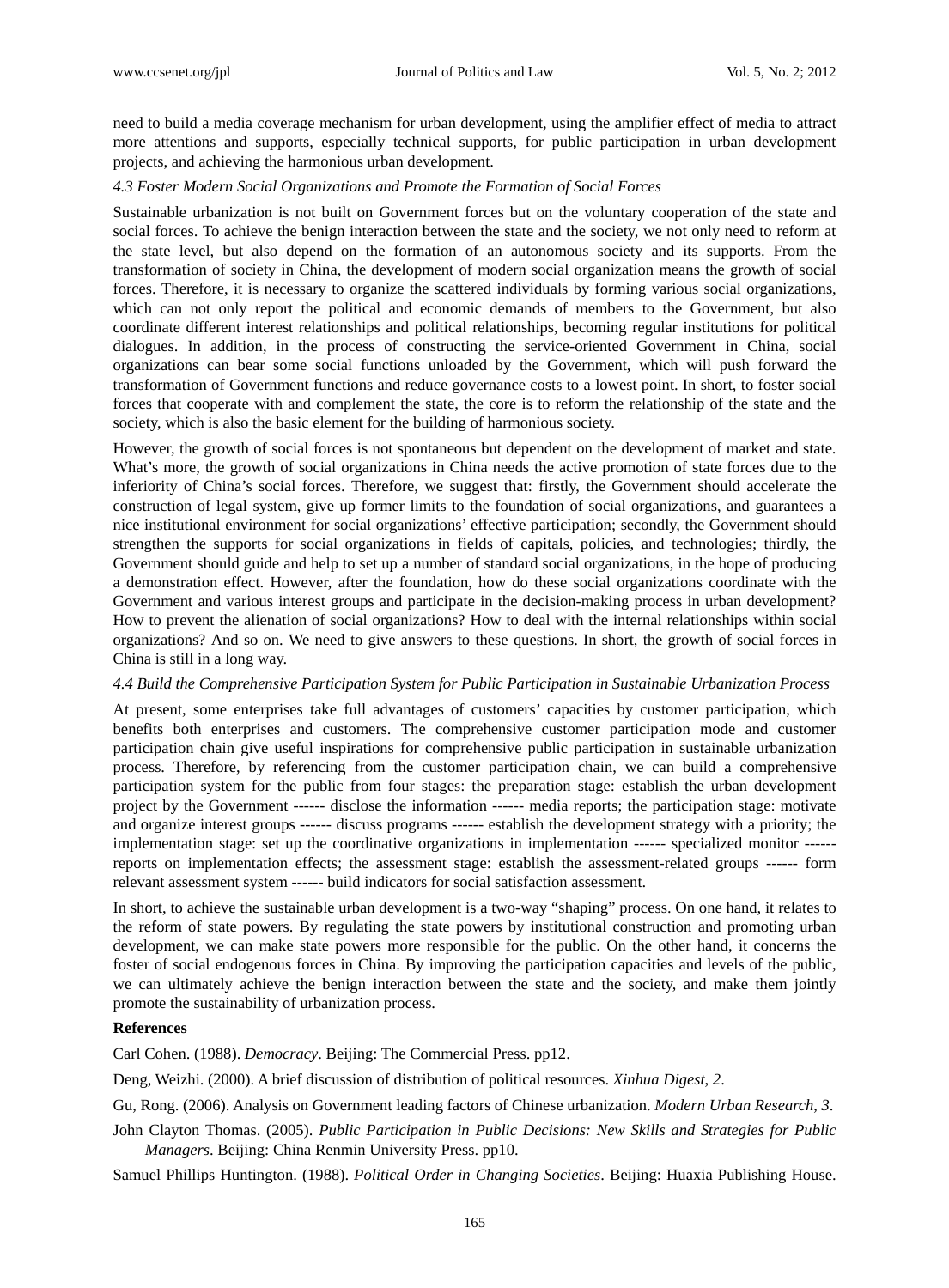need to build a media coverage mechanism for urban development, using the amplifier effect of media to attract more attentions and supports, especially technical supports, for public participation in urban development projects, and achieving the harmonious urban development.

### *4.3 Foster Modern Social Organizations and Promote the Formation of Social Forces*

Sustainable urbanization is not built on Government forces but on the voluntary cooperation of the state and social forces. To achieve the benign interaction between the state and the society, we not only need to reform at the state level, but also depend on the formation of an autonomous society and its supports. From the transformation of society in China, the development of modern social organization means the growth of social forces. Therefore, it is necessary to organize the scattered individuals by forming various social organizations, which can not only report the political and economic demands of members to the Government, but also coordinate different interest relationships and political relationships, becoming regular institutions for political dialogues. In addition, in the process of constructing the service-oriented Government in China, social organizations can bear some social functions unloaded by the Government, which will push forward the transformation of Government functions and reduce governance costs to a lowest point. In short, to foster social forces that cooperate with and complement the state, the core is to reform the relationship of the state and the society, which is also the basic element for the building of harmonious society.

However, the growth of social forces is not spontaneous but dependent on the development of market and state. What's more, the growth of social organizations in China needs the active promotion of state forces due to the inferiority of China's social forces. Therefore, we suggest that: firstly, the Government should accelerate the construction of legal system, give up former limits to the foundation of social organizations, and guarantees a nice institutional environment for social organizations' effective participation; secondly, the Government should strengthen the supports for social organizations in fields of capitals, policies, and technologies; thirdly, the Government should guide and help to set up a number of standard social organizations, in the hope of producing a demonstration effect. However, after the foundation, how do these social organizations coordinate with the Government and various interest groups and participate in the decision-making process in urban development? How to prevent the alienation of social organizations? How to deal with the internal relationships within social organizations? And so on. We need to give answers to these questions. In short, the growth of social forces in China is still in a long way.

### *4.4 Build the Comprehensive Participation System for Public Participation in Sustainable Urbanization Process*

At present, some enterprises take full advantages of customers' capacities by customer participation, which benefits both enterprises and customers. The comprehensive customer participation mode and customer participation chain give useful inspirations for comprehensive public participation in sustainable urbanization process. Therefore, by referencing from the customer participation chain, we can build a comprehensive participation system for the public from four stages: the preparation stage: establish the urban development project by the Government ------ disclose the information ------ media reports; the participation stage: motivate and organize interest groups ------ discuss programs ------ establish the development strategy with a priority; the implementation stage: set up the coordinative organizations in implementation ------ specialized monitor ------ reports on implementation effects; the assessment stage: establish the assessment-related groups ------ form relevant assessment system ------ build indicators for social satisfaction assessment.

In short, to achieve the sustainable urban development is a two-way "shaping" process. On one hand, it relates to the reform of state powers. By regulating the state powers by institutional construction and promoting urban development, we can make state powers more responsible for the public. On the other hand, it concerns the foster of social endogenous forces in China. By improving the participation capacities and levels of the public, we can ultimately achieve the benign interaction between the state and the society, and make them jointly promote the sustainability of urbanization process.

**References**

Carl Cohen. (1988). *Democracy*. Beijing: The Commercial Press. pp12.

Deng, Weizhi. (2000). A brief discussion of distribution of political resources. *Xinhua Digest, 2*.

Gu, Rong. (2006). Analysis on Government leading factors of Chinese urbanization. *Modern Urban Research, 3*.

John Clayton Thomas. (2005). *Public Participation in Public Decisions: New Skills and Strategies for Public Managers*. Beijing: China Renmin University Press. pp10.

Samuel Phillips Huntington. (1988). *Political Order in Changing Societies*. Beijing: Huaxia Publishing House.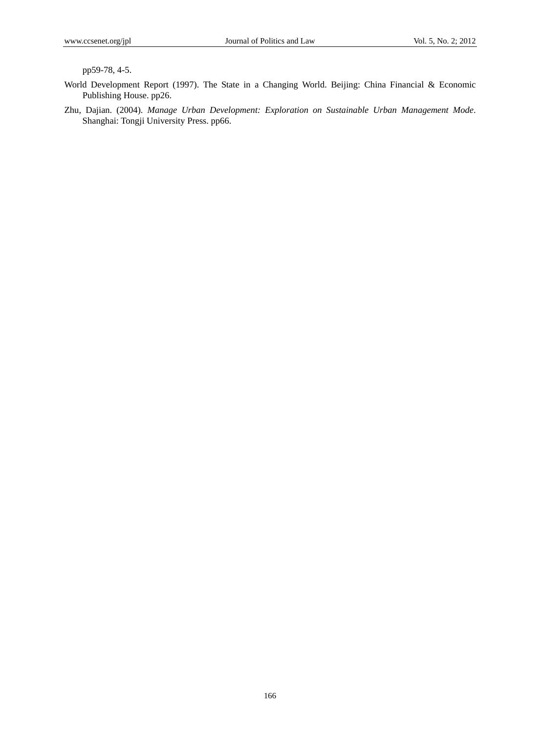pp59-78, 4-5.

World Development Report (1997). The State in a Changing World. Beijing: China Financial & Economic Publishing House. pp26.

Zhu, Dajian. (2004). *Manage Urban Development: Exploration on Sustainable Urban Management Mode*. Shanghai: Tongji University Press. pp66.